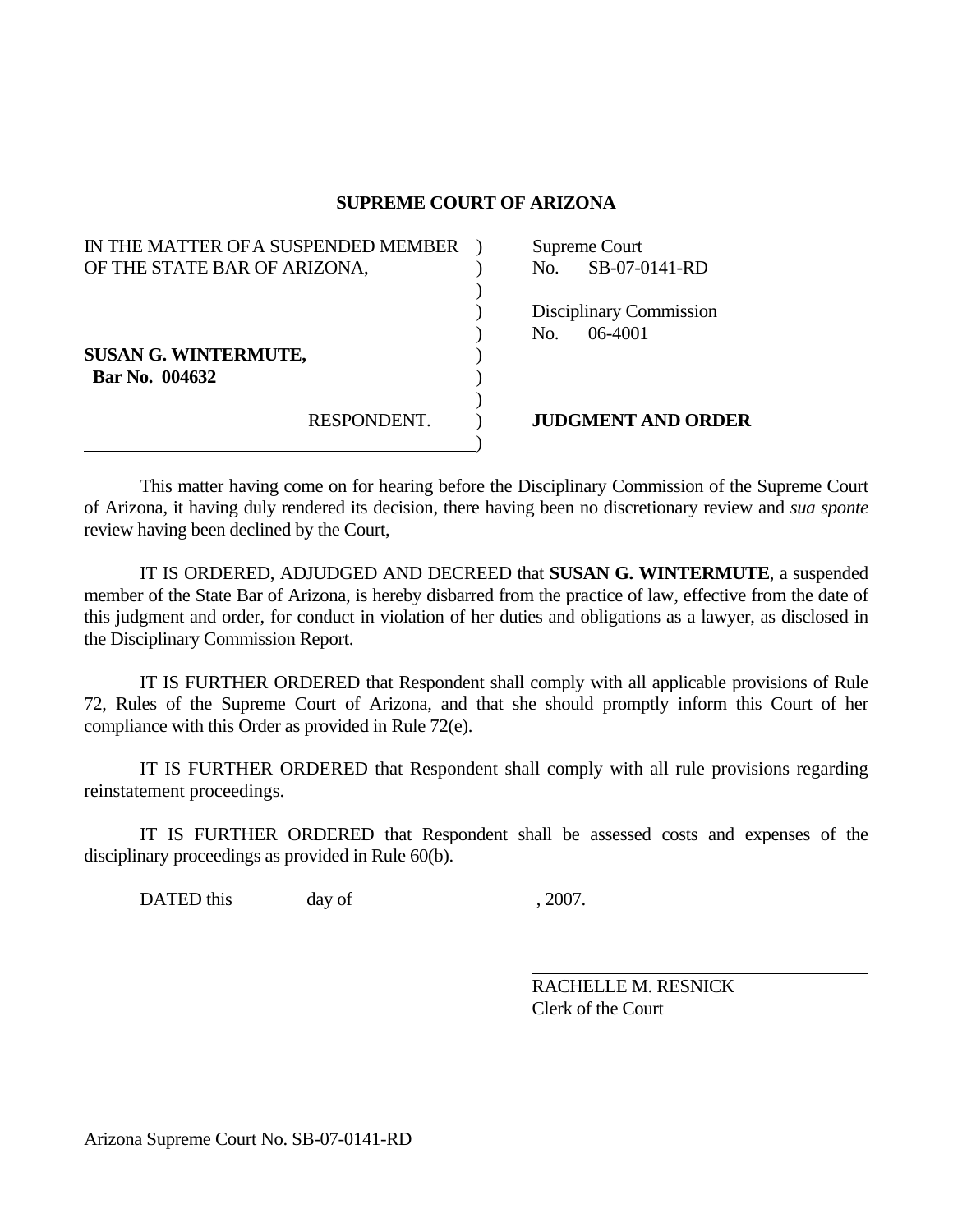## SUPREME COURT OF ARIZONA

| | |
|---|---|
| IN THE MATTER OF A SUSPENDED MEMBER OF THE STATE BAR OF ARIZONA, | Supreme Court No. SB-07-0141-RD |
| | Disciplinary Commission No. 06-4001 |
| **SUSAN G. WINTERMUTE,** **Bar No. 004632** | |
| RESPONDENT. | **JUDGMENT AND ORDER** |

This matter having come on for hearing before the Disciplinary Commission of the Supreme Court of Arizona, it having duly rendered its decision, there having been no discretionary review and *sua sponte* review having been declined by the Court,

IT IS ORDERED, ADJUDGED AND DECREED that **SUSAN G. WINTERMUTE**, a suspended member of the State Bar of Arizona, is hereby disbarred from the practice of law, effective from the date of this judgment and order, for conduct in violation of her duties and obligations as a lawyer, as disclosed in the Disciplinary Commission Report.

IT IS FURTHER ORDERED that Respondent shall comply with all applicable provisions of Rule 72, Rules of the Supreme Court of Arizona, and that she should promptly inform this Court of her compliance with this Order as provided in Rule 72(e).

IT IS FURTHER ORDERED that Respondent shall comply with all rule provisions regarding reinstatement proceedings.

IT IS FURTHER ORDERED that Respondent shall be assessed costs and expenses of the disciplinary proceedings as provided in Rule 60(b).

DATED this ________ day of ____________________ , 2007.

______________________________
RACHELLE M. RESNICK
Clerk of the Court

Arizona Supreme Court No. SB-07-0141-RD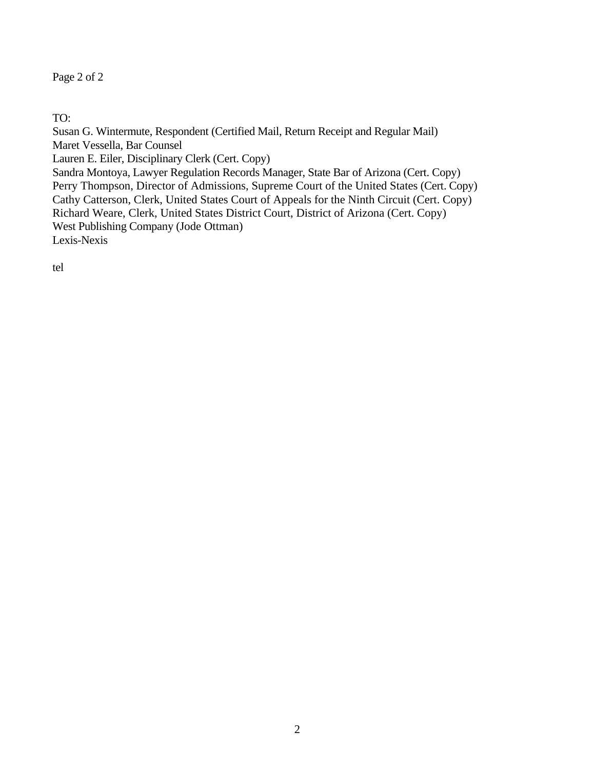TO:
Susan G. Wintermute, Respondent (Certified Mail, Return Receipt and Regular Mail)
Maret Vessella, Bar Counsel
Lauren E. Eiler, Disciplinary Clerk (Cert. Copy)
Sandra Montoya, Lawyer Regulation Records Manager, State Bar of Arizona (Cert. Copy)
Perry Thompson, Director of Admissions, Supreme Court of the United States (Cert. Copy)
Cathy Catterson, Clerk, United States Court of Appeals for the Ninth Circuit (Cert. Copy)
Richard Weare, Clerk, United States District Court, District of Arizona (Cert. Copy)
West Publishing Company (Jode Ottman)
Lexis-Nexis

tel